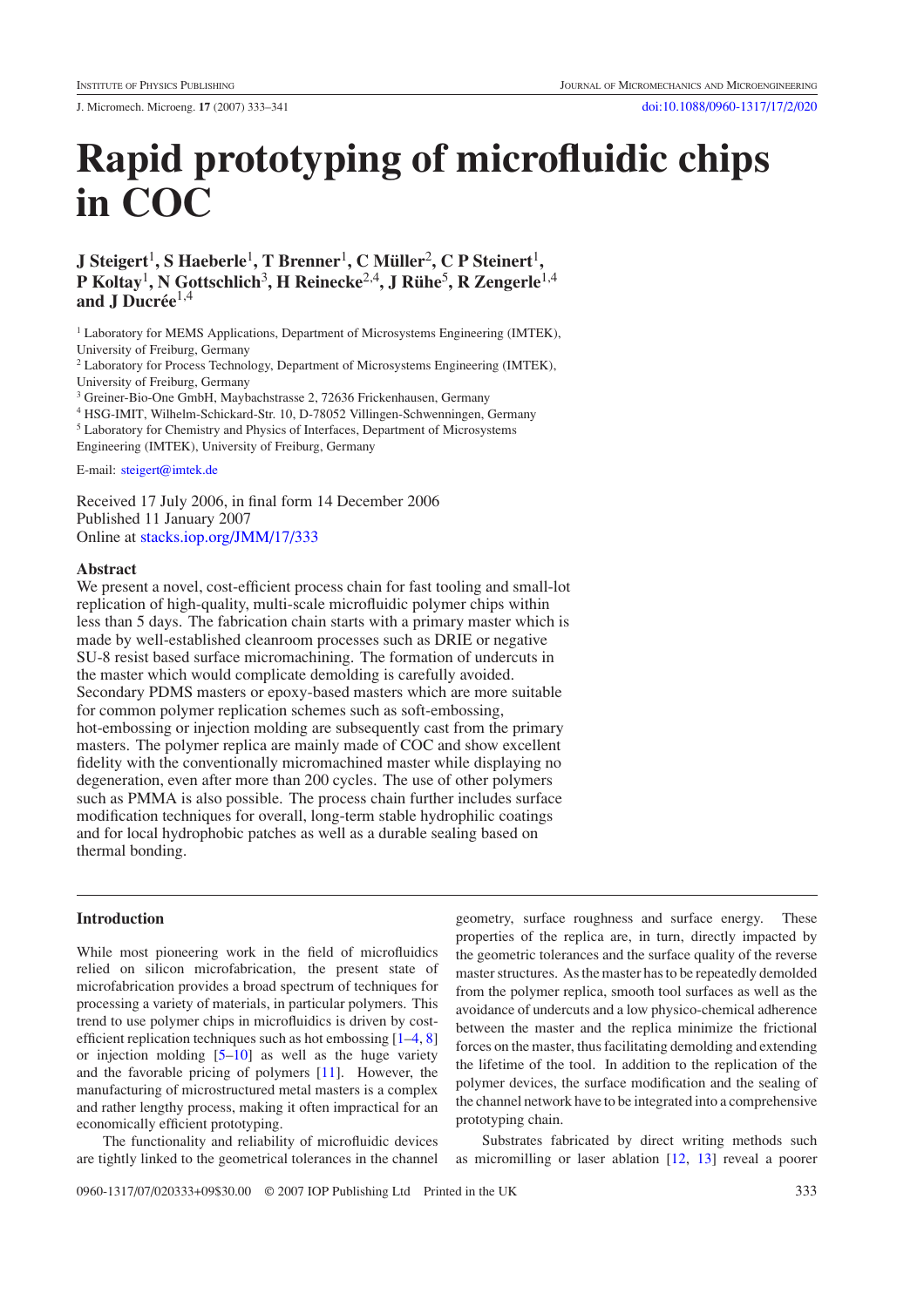# Rapid prototyping of microfluidic chips in COC

**J Steigert[1], S Haeberle[1], T Brenner[1], C Müller[2], C P Steinert[1], P Koltay[1], N Gottschlich[3], H Reinecke[2,4], J Rühe[5], R Zengerle[1,4] and J Ducrée[1,4]**

[1] Laboratory for MEMS Applications, Department of Microsystems Engineering (IMTEK), University of Freiburg, Germany
[2] Laboratory for Process Technology, Department of Microsystems Engineering (IMTEK), University of Freiburg, Germany
[3] Greiner-Bio-One GmbH, Maybachstrasse 2, 72636 Frickenhausen, Germany
[4] HSG-IMIT, Wilhelm-Schickard-Str. 10, D-78052 Villingen-Schwenningen, Germany
[5] Laboratory for Chemistry and Physics of Interfaces, Department of Microsystems Engineering (IMTEK), University of Freiburg, Germany

E-mail: steigert@imtek.de

Received 17 July 2006, in final form 14 December 2006
Published 11 January 2007
Online at stacks.iop.org/JMM/17/333

## Abstract

We present a novel, cost-efficient process chain for fast tooling and small-lot replication of high-quality, multi-scale microfluidic polymer chips within less than 5 days. The fabrication chain starts with a primary master which is made by well-established cleanroom processes such as DRIE or negative SU-8 resist based surface micromachining. The formation of undercuts in the master which would complicate demolding is carefully avoided. Secondary PDMS masters or epoxy-based masters which are more suitable for common polymer replication schemes such as soft-embossing, hot-embossing or injection molding are subsequently cast from the primary masters. The polymer replica are mainly made of COC and show excellent fidelity with the conventionally micromachined master while displaying no degeneration, even after more than 200 cycles. The use of other polymers such as PMMA is also possible. The process chain further includes surface modification techniques for overall, long-term stable hydrophilic coatings and for local hydrophobic patches as well as a durable sealing based on thermal bonding.

## Introduction

While most pioneering work in the field of microfluidics relied on silicon microfabrication, the present state of microfabrication provides a broad spectrum of techniques for processing a variety of materials, in particular polymers. This trend to use polymer chips in microfluidics is driven by cost-efficient replication techniques such as hot embossing [1–4, 8] or injection molding [5–10] as well as the huge variety and the favorable pricing of polymers [11]. However, the manufacturing of microstructured metal masters is a complex and rather lengthy process, making it often impractical for an economically efficient prototyping.

The functionality and reliability of microfluidic devices are tightly linked to the geometrical tolerances in the channel geometry, surface roughness and surface energy. These properties of the replica are, in turn, directly impacted by the geometric tolerances and the surface quality of the reverse master structures. As the master has to be repeatedly demolded from the polymer replica, smooth tool surfaces as well as the avoidance of undercuts and a low physico-chemical adherence between the master and the replica minimize the frictional forces on the master, thus facilitating demolding and extending the lifetime of the tool. In addition to the replication of the polymer devices, the surface modification and the sealing of the channel network have to be integrated into a comprehensive prototyping chain.

Substrates fabricated by direct writing methods such as micromilling or laser ablation [12, 13] reveal a poorer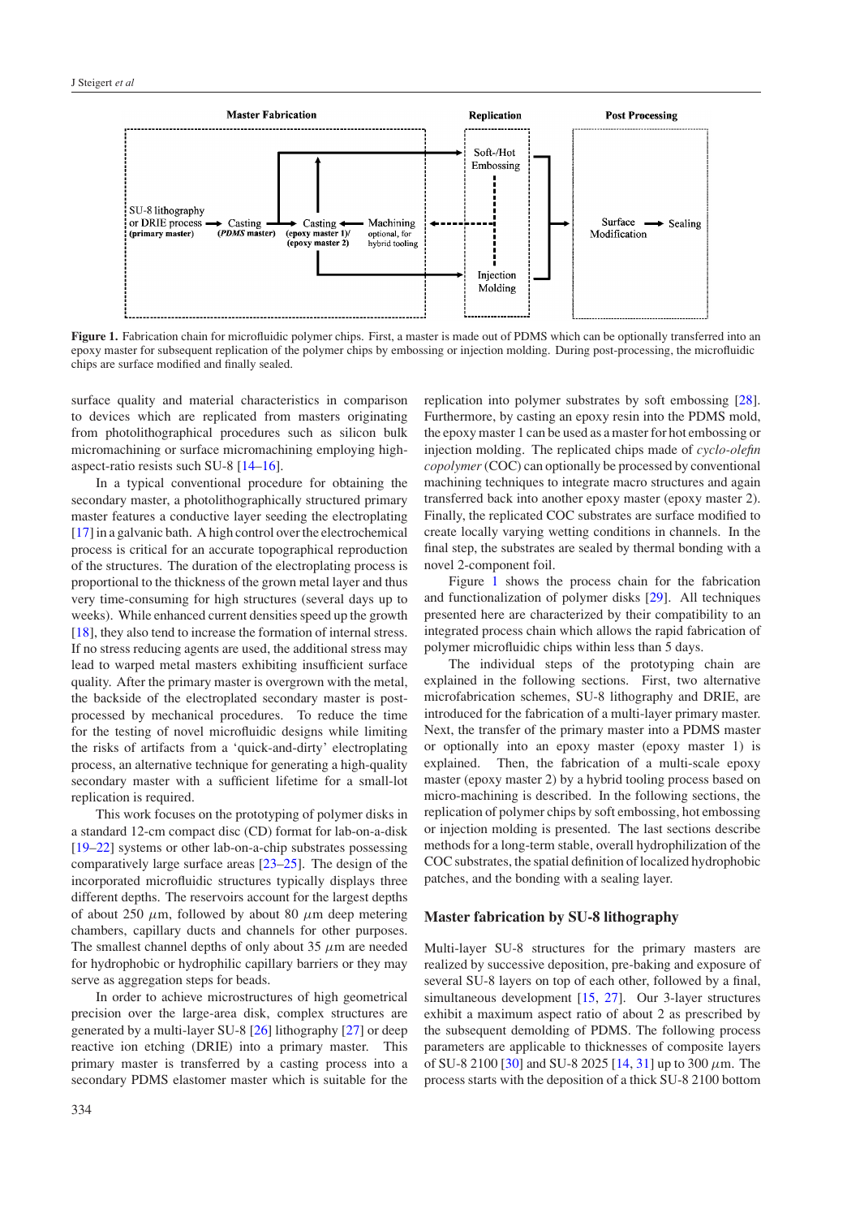**Figure 1.** Fabrication chain for microfluidic polymer chips. First, a master is made out of PDMS which can be optionally transferred into an epoxy master for subsequent replication of the polymer chips by embossing or injection molding. During post-processing, the microfluidic chips are surface modified and finally sealed.

surface quality and material characteristics in comparison to devices which are replicated from masters originating from photolithographical procedures such as silicon bulk micromachining or surface micromachining employing high-aspect-ratio resists such SU-8 [14–16].

In a typical conventional procedure for obtaining the secondary master, a photolithographically structured primary master features a conductive layer seeding the electroplating [17] in a galvanic bath. A high control over the electrochemical process is critical for an accurate topographical reproduction of the structures. The duration of the electroplating process is proportional to the thickness of the grown metal layer and thus very time-consuming for high structures (several days up to weeks). While enhanced current densities speed up the growth [18], they also tend to increase the formation of internal stress. If no stress reducing agents are used, the additional stress may lead to warped metal masters exhibiting insufficient surface quality. After the primary master is overgrown with the metal, the backside of the electroplated secondary master is post-processed by mechanical procedures. To reduce the time for the testing of novel microfluidic designs while limiting the risks of artifacts from a 'quick-and-dirty' electroplating process, an alternative technique for generating a high-quality secondary master with a sufficient lifetime for a small-lot replication is required.

This work focuses on the prototyping of polymer disks in a standard 12-cm compact disc (CD) format for lab-on-a-disk [19–22] systems or other lab-on-a-chip substrates possessing comparatively large surface areas [23–25]. The design of the incorporated microfluidic structures typically displays three different depths. The reservoirs account for the largest depths of about 250 $\mu$m, followed by about 80 $\mu$m deep metering chambers, capillary ducts and channels for other purposes. The smallest channel depths of only about 35 $\mu$m are needed for hydrophobic or hydrophilic capillary barriers or they may serve as aggregation steps for beads.

In order to achieve microstructures of high geometrical precision over the large-area disk, complex structures are generated by a multi-layer SU-8 [26] lithography [27] or deep reactive ion etching (DRIE) into a primary master. This primary master is transferred by a casting process into a secondary PDMS elastomer master which is suitable for the replication into polymer substrates by soft embossing [28]. Furthermore, by casting an epoxy resin into the PDMS mold, the epoxy master 1 can be used as a master for hot embossing or injection molding. The replicated chips made of *cyclo-olefin copolymer* (COC) can optionally be processed by conventional machining techniques to integrate macro structures and again transferred back into another epoxy master (epoxy master 2). Finally, the replicated COC substrates are surface modified to create locally varying wetting conditions in channels. In the final step, the substrates are sealed by thermal bonding with a novel 2-component foil.

Figure 1 shows the process chain for the fabrication and functionalization of polymer disks [29]. All techniques presented here are characterized by their compatibility to an integrated process chain which allows the rapid fabrication of polymer microfluidic chips within less than 5 days.

The individual steps of the prototyping chain are explained in the following sections. First, two alternative microfabrication schemes, SU-8 lithography and DRIE, are introduced for the fabrication of a multi-layer primary master. Next, the transfer of the primary master into a PDMS master or optionally into an epoxy master (epoxy master 1) is explained. Then, the fabrication of a multi-scale epoxy master (epoxy master 2) by a hybrid tooling process based on micro-machining is described. In the following sections, the replication of polymer chips by soft embossing, hot embossing or injection molding is presented. The last sections describe methods for a long-term stable, overall hydrophilization of the COC substrates, the spatial definition of localized hydrophobic patches, and the bonding with a sealing layer.

## Master fabrication by SU-8 lithography

Multi-layer SU-8 structures for the primary masters are realized by successive deposition, pre-baking and exposure of several SU-8 layers on top of each other, followed by a final, simultaneous development [15, 27]. Our 3-layer structures exhibit a maximum aspect ratio of about 2 as prescribed by the subsequent demolding of PDMS. The following process parameters are applicable to thicknesses of composite layers of SU-8 2100 [30] and SU-8 2025 [14, 31] up to 300 $\mu$m. The process starts with the deposition of a thick SU-8 2100 bottom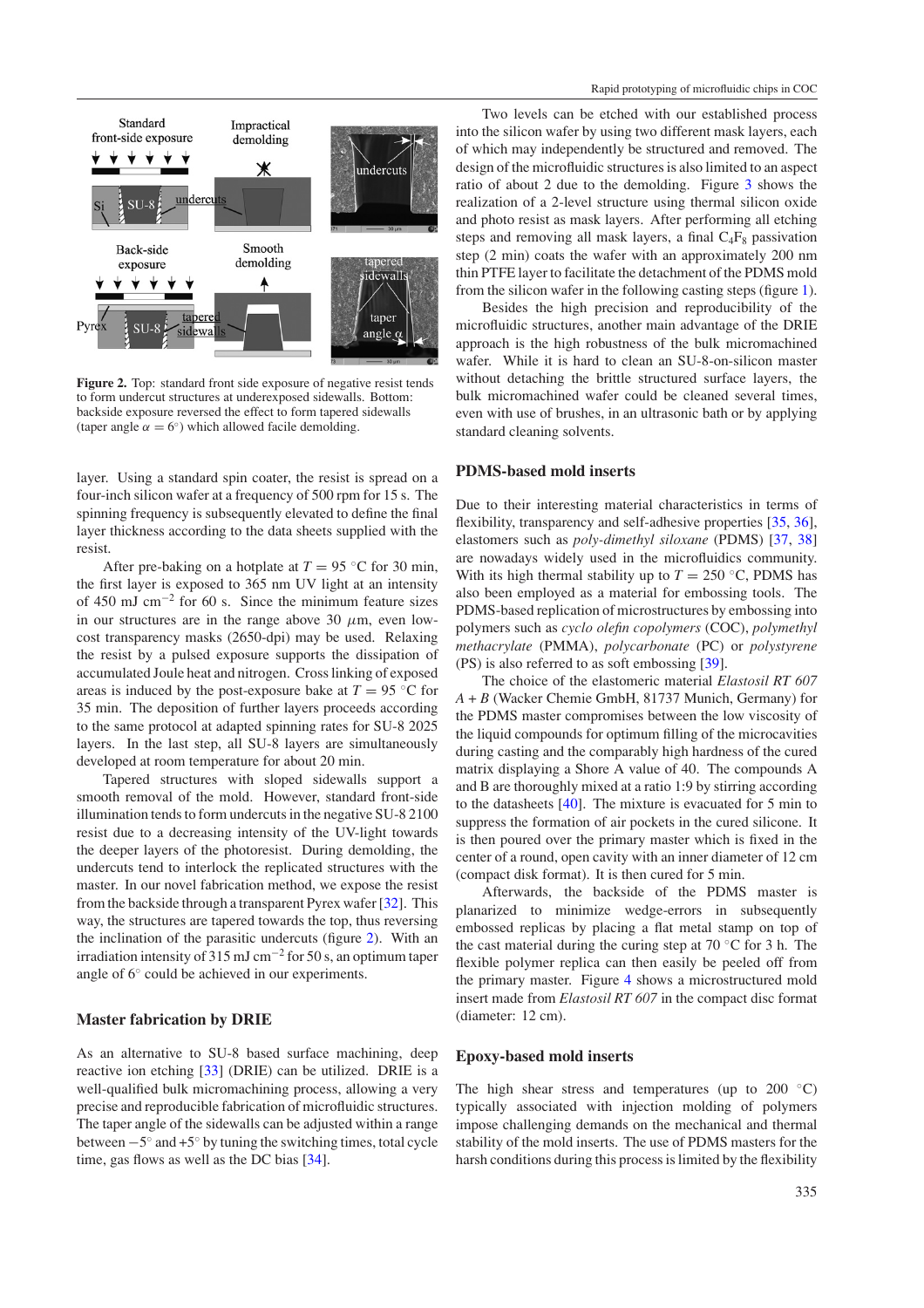**Figure 2.** Top: standard front side exposure of negative resist tends to form undercut structures at underexposed sidewalls. Bottom: backside exposure reversed the effect to form tapered sidewalls (taper angle $\alpha = 6^{\circ}$) which allowed facile demolding.

layer. Using a standard spin coater, the resist is spread on a four-inch silicon wafer at a frequency of 500 rpm for 15 s. The spinning frequency is subsequently elevated to define the final layer thickness according to the data sheets supplied with the resist.

After pre-baking on a hotplate at $T = 95$ °C for 30 min, the first layer is exposed to 365 nm UV light at an intensity of 450 mJ cm$^{-2}$ for 60 s. Since the minimum feature sizes in our structures are in the range above 30 $\mu$m, even low-cost transparency masks (2650-dpi) may be used. Relaxing the resist by a pulsed exposure supports the dissipation of accumulated Joule heat and nitrogen. Cross linking of exposed areas is induced by the post-exposure bake at $T = 95$ °C for 35 min. The deposition of further layers proceeds according to the same protocol at adapted spinning rates for SU-8 2025 layers. In the last step, all SU-8 layers are simultaneously developed at room temperature for about 20 min.

Tapered structures with sloped sidewalls support a smooth removal of the mold. However, standard front-side illumination tends to form undercuts in the negative SU-8 2100 resist due to a decreasing intensity of the UV-light towards the deeper layers of the photoresist. During demolding, the undercuts tend to interlock the replicated structures with the master. In our novel fabrication method, we expose the resist from the backside through a transparent Pyrex wafer [32]. This way, the structures are tapered towards the top, thus reversing the inclination of the parasitic undercuts (figure 2). With an irradiation intensity of 315 mJ cm$^{-2}$ for 50 s, an optimum taper angle of 6° could be achieved in our experiments.

## Master fabrication by DRIE

As an alternative to SU-8 based surface machining, deep reactive ion etching [33] (DRIE) can be utilized. DRIE is a well-qualified bulk micromachining process, allowing a very precise and reproducible fabrication of microfluidic structures. The taper angle of the sidewalls can be adjusted within a range between −5° and +5° by tuning the switching times, total cycle time, gas flows as well as the DC bias [34].

Two levels can be etched with our established process into the silicon wafer by using two different mask layers, each of which may independently be structured and removed. The design of the microfluidic structures is also limited to an aspect ratio of about 2 due to the demolding. Figure 3 shows the realization of a 2-level structure using thermal silicon oxide and photo resist as mask layers. After performing all etching steps and removing all mask layers, a final $C_4F_8$ passivation step (2 min) coats the wafer with an approximately 200 nm thin PTFE layer to facilitate the detachment of the PDMS mold from the silicon wafer in the following casting steps (figure 1).

Besides the high precision and reproducibility of the microfluidic structures, another main advantage of the DRIE approach is the high robustness of the bulk micromachined wafer. While it is hard to clean an SU-8-on-silicon master without detaching the brittle structured surface layers, the bulk micromachined wafer could be cleaned several times, even with use of brushes, in an ultrasonic bath or by applying standard cleaning solvents.

## PDMS-based mold inserts

Due to their interesting material characteristics in terms of flexibility, transparency and self-adhesive properties [35, 36], elastomers such as *poly-dimethyl siloxane* (PDMS) [37, 38] are nowadays widely used in the microfluidics community. With its high thermal stability up to $T = 250$ °C, PDMS has also been employed as a material for embossing tools. The PDMS-based replication of microstructures by embossing into polymers such as *cyclo olefin copolymers* (COC), *polymethyl methacrylate* (PMMA), *polycarbonate* (PC) or *polystyrene* (PS) is also referred to as soft embossing [39].

The choice of the elastomeric material *Elastosil RT 607 A + B* (Wacker Chemie GmbH, 81737 Munich, Germany) for the PDMS master compromises between the low viscosity of the liquid compounds for optimum filling of the microcavities during casting and the comparably high hardness of the cured matrix displaying a Shore A value of 40. The compounds A and B are thoroughly mixed at a ratio 1:9 by stirring according to the datasheets [40]. The mixture is evacuated for 5 min to suppress the formation of air pockets in the cured silicone. It is then poured over the primary master which is fixed in the center of a round, open cavity with an inner diameter of 12 cm (compact disk format). It is then cured for 5 min.

Afterwards, the backside of the PDMS master is planarized to minimize wedge-errors in subsequently embossed replicas by placing a flat metal stamp on top of the cast material during the curing step at 70 °C for 3 h. The flexible polymer replica can then easily be peeled off from the primary master. Figure 4 shows a microstructured mold insert made from *Elastosil RT 607* in the compact disc format (diameter: 12 cm).

## Epoxy-based mold inserts

The high shear stress and temperatures (up to 200 °C) typically associated with injection molding of polymers impose challenging demands on the mechanical and thermal stability of the mold inserts. The use of PDMS masters for the harsh conditions during this process is limited by the flexibility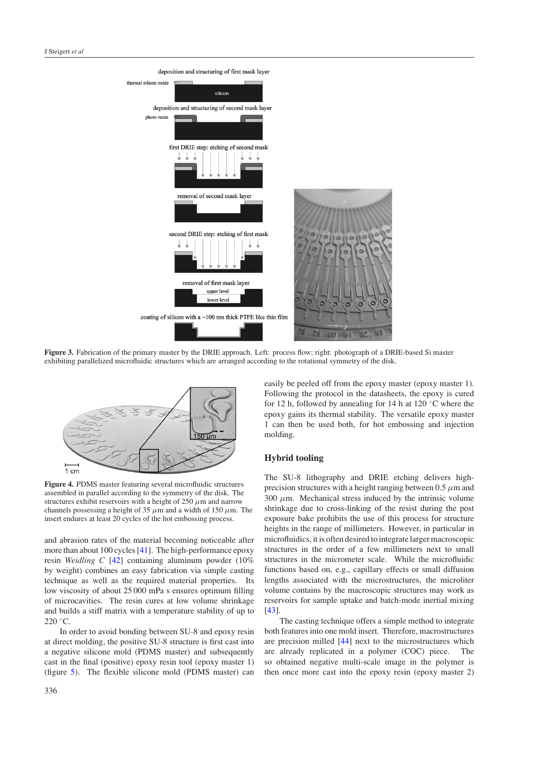**Figure 3.** Fabrication of the primary master by the DRIE approach. Left: process flow; right: photograph of a DRIE-based Si master exhibiting parallelized microfluidic structures which are arranged according to the rotational symmetry of the disk.

**Figure 4.** PDMS master featuring several microfluidic structures assembled in parallel according to the symmetry of the disk. The structures exhibit reservoirs with a height of 250 $\mu$m and narrow channels possessing a height of 35 $\mu$m and a width of 150 $\mu$m. The insert endures at least 20 cycles of the hot embossing process.

and abrasion rates of the material becoming noticeable after more than about 100 cycles [41]. The high-performance epoxy resin *Weidling C* [42] containing aluminum powder (10% by weight) combines an easy fabrication via simple casting technique as well as the required material properties. Its low viscosity of about 25 000 mPa s ensures optimum filling of microcavities. The resin cures at low volume shrinkage and builds a stiff matrix with a temperature stability of up to 220 °C.

In order to avoid bonding between SU-8 and epoxy resin at direct molding, the positive SU-8 structure is first cast into a negative silicone mold (PDMS master) and subsequently cast in the final (positive) epoxy resin tool (epoxy master 1) (figure 5). The flexible silicone mold (PDMS master) can easily be peeled off from the epoxy master (epoxy master 1). Following the protocol in the datasheets, the epoxy is cured for 12 h, followed by annealing for 14 h at 120 °C where the epoxy gains its thermal stability. The versatile epoxy master 1 can then be used both, for hot embossing and injection molding.

## Hybrid tooling

The SU-8 lithography and DRIE etching delivers high-precision structures with a height ranging between 0.5 $\mu$m and 300 $\mu$m. Mechanical stress induced by the intrinsic volume shrinkage due to cross-linking of the resist during the post exposure bake prohibits the use of this process for structure heights in the range of millimeters. However, in particular in microfluidics, it is often desired to integrate larger macroscopic structures in the order of a few millimeters next to small structures in the micrometer scale. While the microfluidic functions based on, e.g., capillary effects or small diffusion lengths associated with the microstructures, the microliter volume contains by the macroscopic structures may work as reservoirs for sample uptake and batch-mode inertial mixing [43].

The casting technique offers a simple method to integrate both features into one mold insert. Therefore, macrostructures are precision milled [44] next to the microstructures which are already replicated in a polymer (COC) piece. The so obtained negative multi-scale image in the polymer is then once more cast into the epoxy resin (epoxy master 2)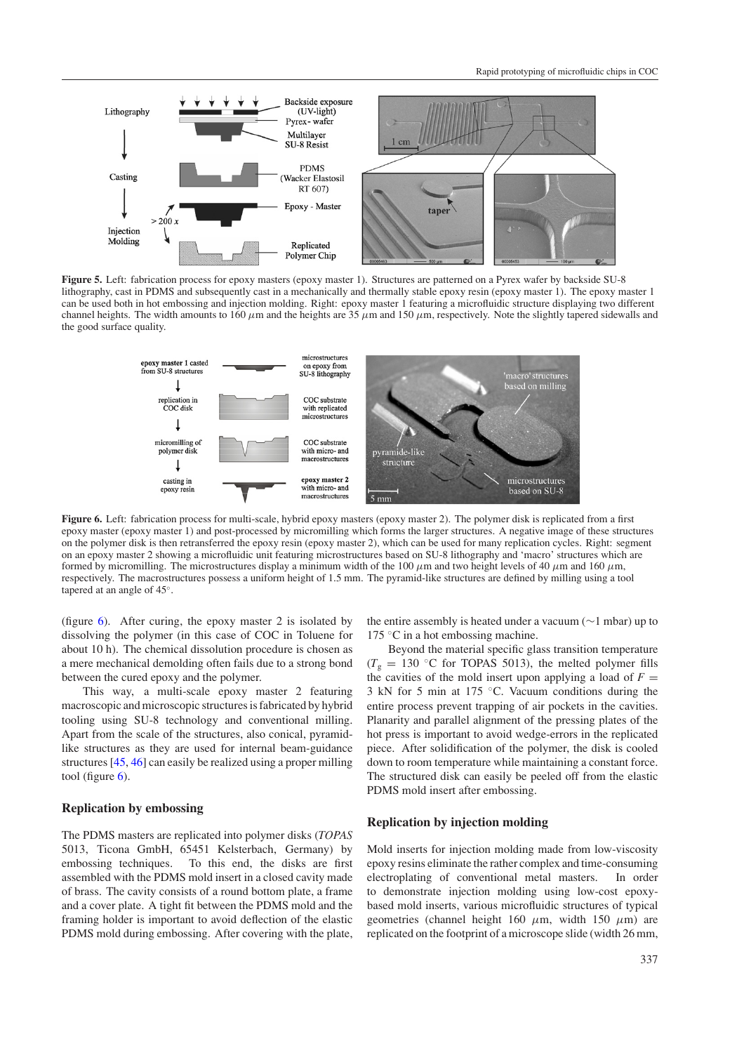**Figure 5.** Left: fabrication process for epoxy masters (epoxy master 1). Structures are patterned on a Pyrex wafer by backside SU-8 lithography, cast in PDMS and subsequently cast in a mechanically and thermally stable epoxy resin (epoxy master 1). The epoxy master 1 can be used both in hot embossing and injection molding. Right: epoxy master 1 featuring a microfluidic structure displaying two different channel heights. The width amounts to 160 $\mu$m and the heights are 35 $\mu$m and 150 $\mu$m, respectively. Note the slightly tapered sidewalls and the good surface quality.

**Figure 6.** Left: fabrication process for multi-scale, hybrid epoxy masters (epoxy master 2). The polymer disk is replicated from a first epoxy master (epoxy master 1) and post-processed by micromilling which forms the larger structures. A negative image of these structures on the polymer disk is then retransferred the epoxy resin (epoxy master 2), which can be used for many replication cycles. Right: segment on an epoxy master 2 showing a microfluidic unit featuring microstructures based on SU-8 lithography and 'macro' structures which are formed by micromilling. The microstructures display a minimum width of the 100 $\mu$m and two height levels of 40 $\mu$m and 160 $\mu$m, respectively. The macrostructures possess a uniform height of 1.5 mm. The pyramid-like structures are defined by milling using a tool tapered at an angle of 45°.

(figure 6). After curing, the epoxy master 2 is isolated by dissolving the polymer (in this case of COC in Toluene for about 10 h). The chemical dissolution procedure is chosen as a mere mechanical demolding often fails due to a strong bond between the cured epoxy and the polymer.

This way, a multi-scale epoxy master 2 featuring macroscopic and microscopic structures is fabricated by hybrid tooling using SU-8 technology and conventional milling. Apart from the scale of the structures, also conical, pyramid-like structures as they are used for internal beam-guidance structures [45, 46] can easily be realized using a proper milling tool (figure 6).

## Replication by embossing

The PDMS masters are replicated into polymer disks (*TOPAS* 5013, Ticona GmbH, 65451 Kelsterbach, Germany) by embossing techniques. To this end, the disks are first assembled with the PDMS mold insert in a closed cavity made of brass. The cavity consists of a round bottom plate, a frame and a cover plate. A tight fit between the PDMS mold and the framing holder is important to avoid deflection of the elastic PDMS mold during embossing. After covering with the plate, the entire assembly is heated under a vacuum (~1 mbar) up to 175 °C in a hot embossing machine.

Beyond the material specific glass transition temperature ($T_g$ = 130 °C for TOPAS 5013), the melted polymer fills the cavities of the mold insert upon applying a load of $F$ = 3 kN for 5 min at 175 °C. Vacuum conditions during the entire process prevent trapping of air pockets in the cavities. Planarity and parallel alignment of the pressing plates of the hot press is important to avoid wedge-errors in the replicated piece. After solidification of the polymer, the disk is cooled down to room temperature while maintaining a constant force. The structured disk can easily be peeled off from the elastic PDMS mold insert after embossing.

## Replication by injection molding

Mold inserts for injection molding made from low-viscosity epoxy resins eliminate the rather complex and time-consuming electroplating of conventional metal masters. In order to demonstrate injection molding using low-cost epoxy-based mold inserts, various microfluidic structures of typical geometries (channel height 160 $\mu$m, width 150 $\mu$m) are replicated on the footprint of a microscope slide (width 26 mm,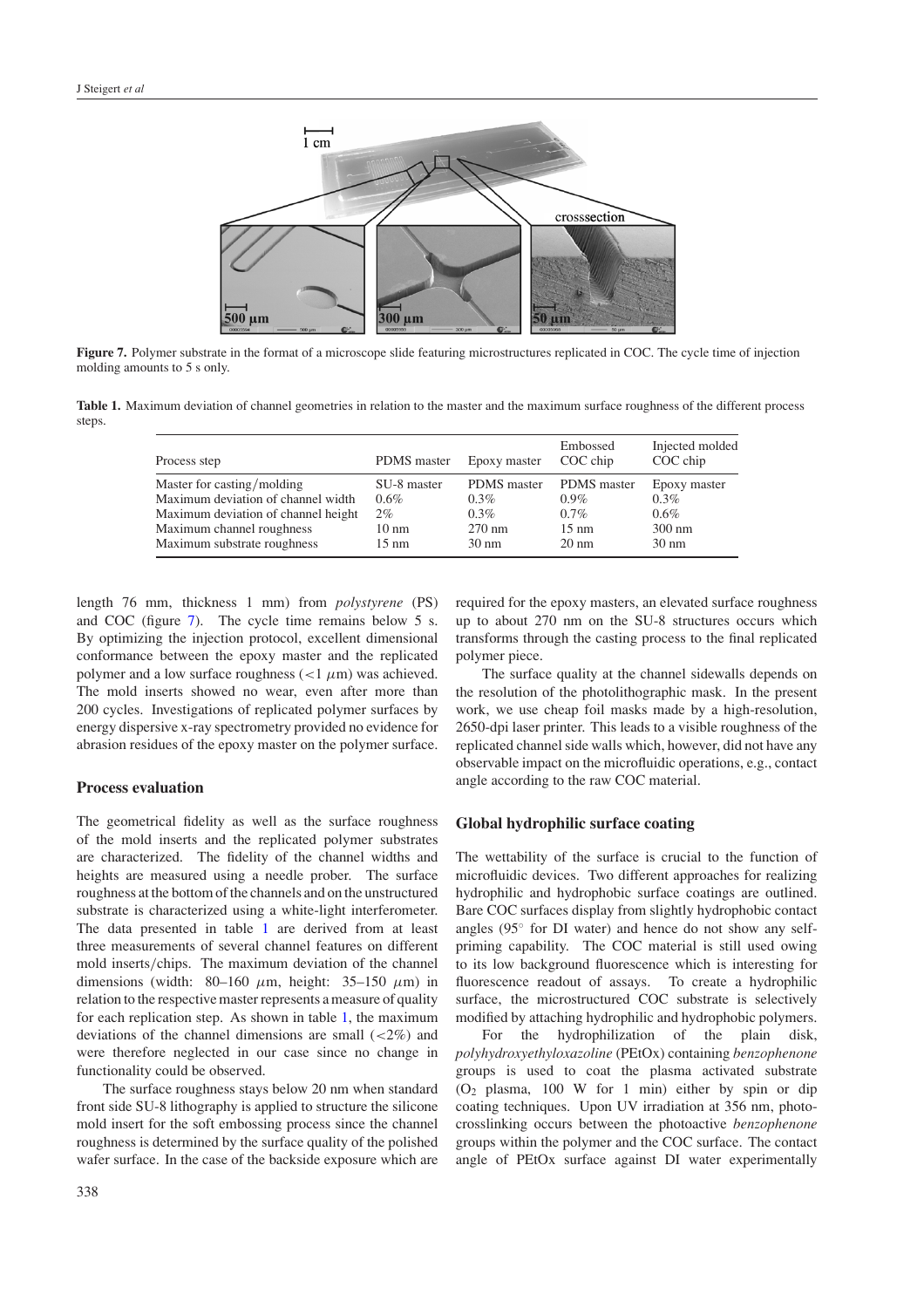**Figure 7.** Polymer substrate in the format of a microscope slide featuring microstructures replicated in COC. The cycle time of injection molding amounts to 5 s only.

**Table 1.** Maximum deviation of channel geometries in relation to the master and the maximum surface roughness of the different process steps.

| Process step | PDMS master | Epoxy master | Embossed COC chip | Injected molded COC chip |
|---|---|---|---|---|
| Master for casting/molding | SU-8 master | PDMS master | PDMS master | Epoxy master |
| Maximum deviation of channel width | 0.6% | 0.3% | 0.9% | 0.3% |
| Maximum deviation of channel height | 2% | 0.3% | 0.7% | 0.6% |
| Maximum channel roughness | 10 nm | 270 nm | 15 nm | 300 nm |
| Maximum substrate roughness | 15 nm | 30 nm | 20 nm | 30 nm |

length 76 mm, thickness 1 mm) from *polystyrene* (PS) and COC (figure 7). The cycle time remains below 5 s. By optimizing the injection protocol, excellent dimensional conformance between the epoxy master and the replicated polymer and a low surface roughness ($<1$ $\mu$m) was achieved. The mold inserts showed no wear, even after more than 200 cycles. Investigations of replicated polymer surfaces by energy dispersive x-ray spectrometry provided no evidence for abrasion residues of the epoxy master on the polymer surface.

## Process evaluation

The geometrical fidelity as well as the surface roughness of the mold inserts and the replicated polymer substrates are characterized. The fidelity of the channel widths and heights are measured using a needle prober. The surface roughness at the bottom of the channels and on the unstructured substrate is characterized using a white-light interferometer. The data presented in table 1 are derived from at least three measurements of several channel features on different mold inserts/chips. The maximum deviation of the channel dimensions (width: 80–160 $\mu$m, height: 35–150 $\mu$m) in relation to the respective master represents a measure of quality for each replication step. As shown in table 1, the maximum deviations of the channel dimensions are small ($<2\%$) and were therefore neglected in our case since no change in functionality could be observed.

The surface roughness stays below 20 nm when standard front side SU-8 lithography is applied to structure the silicone mold insert for the soft embossing process since the channel roughness is determined by the surface quality of the polished wafer surface. In the case of the backside exposure which are required for the epoxy masters, an elevated surface roughness up to about 270 nm on the SU-8 structures occurs which transforms through the casting process to the final replicated polymer piece.

The surface quality at the channel sidewalls depends on the resolution of the photolithographic mask. In the present work, we use cheap foil masks made by a high-resolution, 2650-dpi laser printer. This leads to a visible roughness of the replicated channel side walls which, however, did not have any observable impact on the microfluidic operations, e.g., contact angle according to the raw COC material.

## Global hydrophilic surface coating

The wettability of the surface is crucial to the function of microfluidic devices. Two different approaches for realizing hydrophilic and hydrophobic surface coatings are outlined. Bare COC surfaces display from slightly hydrophobic contact angles (95° for DI water) and hence do not show any self-priming capability. The COC material is still used owing to its low background fluorescence which is interesting for fluorescence readout of assays. To create a hydrophilic surface, the microstructured COC substrate is selectively modified by attaching hydrophilic and hydrophobic polymers.

For the hydrophilization of the plain disk, *polyhydroxyethyloxazoline* (PEtOx) containing *benzophenone* groups is used to coat the plasma activated substrate ($O_2$ plasma, 100 W for 1 min) either by spin or dip coating techniques. Upon UV irradiation at 356 nm, photo-crosslinking occurs between the photoactive *benzophenone* groups within the polymer and the COC surface. The contact angle of PEtOx surface against DI water experimentally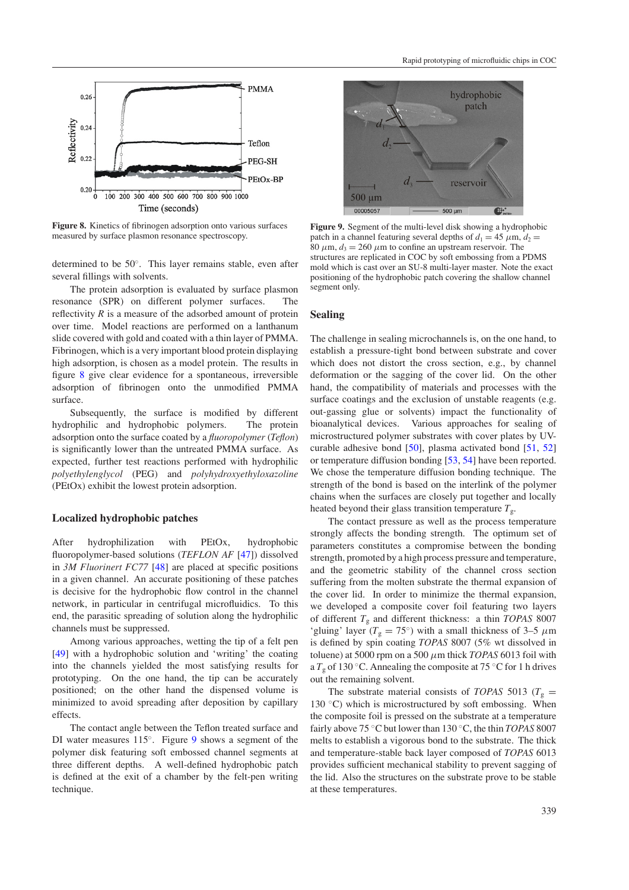Figure 8. Kinetics of fibrinogen adsorption onto various surfaces measured by surface plasmon resonance spectroscopy.

determined to be 50°. This layer remains stable, even after several fillings with solvents.

The protein adsorption is evaluated by surface plasmon resonance (SPR) on different polymer surfaces. The reflectivity $R$ is a measure of the adsorbed amount of protein over time. Model reactions are performed on a lanthanum slide covered with gold and coated with a thin layer of PMMA. Fibrinogen, which is a very important blood protein displaying high adsorption, is chosen as a model protein. The results in figure 8 give clear evidence for a spontaneous, irreversible adsorption of fibrinogen onto the unmodified PMMA surface.

Subsequently, the surface is modified by different hydrophilic and hydrophobic polymers. The protein adsorption onto the surface coated by a *fluoropolymer* (*Teflon*) is significantly lower than the untreated PMMA surface. As expected, further test reactions performed with hydrophilic *polyethylenglycol* (PEG) and *polyhydroxyethyloxazoline* (PEtOx) exhibit the lowest protein adsorption.

## Localized hydrophobic patches

After hydrophilization with PEtOx, hydrophobic fluoropolymer-based solutions (*TEFLON AF* [47]) dissolved in *3M Fluorinert FC77* [48] are placed at specific positions in a given channel. An accurate positioning of these patches is decisive for the hydrophobic flow control in the channel network, in particular in centrifugal microfluidics. To this end, the parasitic spreading of solution along the hydrophilic channels must be suppressed.

Among various approaches, wetting the tip of a felt pen [49] with a hydrophobic solution and 'writing' the coating into the channels yielded the most satisfying results for prototyping. On the one hand, the tip can be accurately positioned; on the other hand the dispensed volume is minimized to avoid spreading after deposition by capillary effects.

The contact angle between the Teflon treated surface and DI water measures 115°. Figure 9 shows a segment of the polymer disk featuring soft embossed channel segments at three different depths. A well-defined hydrophobic patch is defined at the exit of a chamber by the felt-pen writing technique.

Figure 9. Segment of the multi-level disk showing a hydrophobic patch in a channel featuring several depths of $d_1 = 45$ $\mu$m, $d_2 = 80$ $\mu$m, $d_3 = 260$ $\mu$m to confine an upstream reservoir. The structures are replicated in COC by soft embossing from a PDMS mold which is cast over an SU-8 multi-layer master. Note the exact positioning of the hydrophobic patch covering the shallow channel segment only.

## Sealing

The challenge in sealing microchannels is, on the one hand, to establish a pressure-tight bond between substrate and cover which does not distort the cross section, e.g., by channel deformation or the sagging of the cover lid. On the other hand, the compatibility of materials and processes with the surface coatings and the exclusion of unstable reagents (e.g. out-gassing glue or solvents) impact the functionality of bioanalytical devices. Various approaches for sealing of microstructured polymer substrates with cover plates by UV-curable adhesive bond [50], plasma activated bond [51, 52] or temperature diffusion bonding [53, 54] have been reported. We chose the temperature diffusion bonding technique. The strength of the bond is based on the interlink of the polymer chains when the surfaces are closely put together and locally heated beyond their glass transition temperature $T_g$.

The contact pressure as well as the process temperature strongly affects the bonding strength. The optimum set of parameters constitutes a compromise between the bonding strength, promoted by a high process pressure and temperature, and the geometric stability of the channel cross section suffering from the molten substrate the thermal expansion of the cover lid. In order to minimize the thermal expansion, we developed a composite cover foil featuring two layers of different $T_g$ and different thickness: a thin *TOPAS* 8007 'gluing' layer ($T_g = 75°$) with a small thickness of 3–5 $\mu$m is defined by spin coating *TOPAS* 8007 (5% wt dissolved in toluene) at 5000 rpm on a 500 $\mu$m thick *TOPAS* 6013 foil with a $T_g$ of 130 °C. Annealing the composite at 75 °C for 1 h drives out the remaining solvent.

The substrate material consists of *TOPAS* 5013 ($T_g$ = 130 °C) which is microstructured by soft embossing. When the composite foil is pressed on the substrate at a temperature fairly above 75 °C but lower than 130 °C, the thin *TOPAS* 8007 melts to establish a vigorous bond to the substrate. The thick and temperature-stable back layer composed of *TOPAS* 6013 provides sufficient mechanical stability to prevent sagging of the lid. Also the structures on the substrate prove to be stable at these temperatures.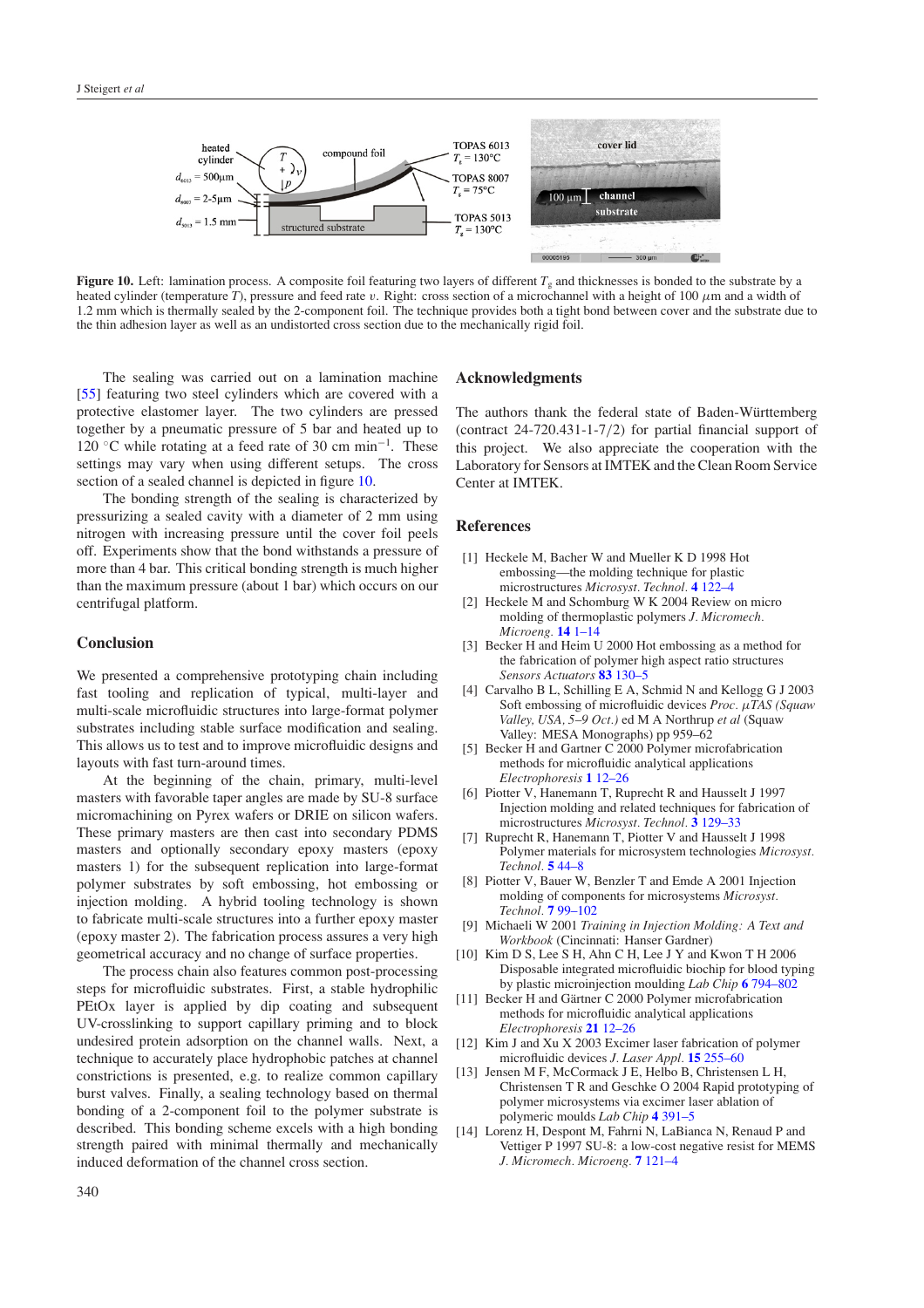**Figure 10.** Left: lamination process. A composite foil featuring two layers of different $T_g$ and thicknesses is bonded to the substrate by a heated cylinder (temperature $T$), pressure and feed rate $v$. Right: cross section of a microchannel with a height of 100 $\mu$m and a width of 1.2 mm which is thermally sealed by the 2-component foil. The technique provides both a tight bond between cover and the substrate due to the thin adhesion layer as well as an undistorted cross section due to the mechanically rigid foil.

The sealing was carried out on a lamination machine [55] featuring two steel cylinders which are covered with a protective elastomer layer. The two cylinders are pressed together by a pneumatic pressure of 5 bar and heated up to 120 °C while rotating at a feed rate of 30 cm min$^{-1}$. These settings may vary when using different setups. The cross section of a sealed channel is depicted in figure 10.

The bonding strength of the sealing is characterized by pressurizing a sealed cavity with a diameter of 2 mm using nitrogen with increasing pressure until the cover foil peels off. Experiments show that the bond withstands a pressure of more than 4 bar. This critical bonding strength is much higher than the maximum pressure (about 1 bar) which occurs on our centrifugal platform.

## Conclusion

We presented a comprehensive prototyping chain including fast tooling and replication of typical, multi-layer and multi-scale microfluidic structures into large-format polymer substrates including stable surface modification and sealing. This allows us to test and to improve microfluidic designs and layouts with fast turn-around times.

At the beginning of the chain, primary, multi-level masters with favorable taper angles are made by SU-8 surface micromachining on Pyrex wafers or DRIE on silicon wafers. These primary masters are then cast into secondary PDMS masters and optionally secondary epoxy masters (epoxy masters 1) for the subsequent replication into large-format polymer substrates by soft embossing, hot embossing or injection molding. A hybrid tooling technology is shown to fabricate multi-scale structures into a further epoxy master (epoxy master 2). The fabrication process assures a very high geometrical accuracy and no change of surface properties.

The process chain also features common post-processing steps for microfluidic substrates. First, a stable hydrophilic PEtOx layer is applied by dip coating and subsequent UV-crosslinking to support capillary priming and to block undesired protein adsorption on the channel walls. Next, a technique to accurately place hydrophobic patches at channel constrictions is presented, e.g. to realize common capillary burst valves. Finally, a sealing technology based on thermal bonding of a 2-component foil to the polymer substrate is described. This bonding scheme excels with a high bonding strength paired with minimal thermally and mechanically induced deformation of the channel cross section.

## Acknowledgments

The authors thank the federal state of Baden-Württemberg (contract 24-720.431-1-7/2) for partial financial support of this project. We also appreciate the cooperation with the Laboratory for Sensors at IMTEK and the Clean Room Service Center at IMTEK.

## References

[1] Heckele M, Bacher W and Mueller K D 1998 Hot embossing—the molding technique for plastic microstructures *Microsyst. Technol.* **4** 122–4

[2] Heckele M and Schomburg W K 2004 Review on micro molding of thermoplastic polymers *J. Micromech. Microeng.* **14** 1–14

[3] Becker H and Heim U 2000 Hot embossing as a method for the fabrication of polymer high aspect ratio structures *Sensors Actuators* **83** 130–5

[4] Carvalho B L, Schilling E A, Schmid N and Kellogg G J 2003 Soft embossing of microfluidic devices *Proc. µTAS (Squaw Valley, USA, 5–9 Oct.)* ed M A Northrup *et al* (Squaw Valley: MESA Monographs) pp 959–62

[5] Becker H and Gartner C 2000 Polymer microfabrication methods for microfluidic analytical applications *Electrophoresis* **1** 12–26

[6] Piotter V, Hanemann T, Ruprecht R and Hausselt J 1997 Injection molding and related techniques for fabrication of microstructures *Microsyst. Technol.* **3** 129–33

[7] Ruprecht R, Hanemann T, Piotter V and Hausselt J 1998 Polymer materials for microsystem technologies *Microsyst. Technol.* **5** 44–8

[8] Piotter V, Bauer W, Benzler T and Emde A 2001 Injection molding of components for microsystems *Microsyst. Technol.* **7** 99–102

[9] Michaeli W 2001 *Training in Injection Molding: A Text and Workbook* (Cincinnati: Hanser Gardner)

[10] Kim D S, Lee S H, Ahn C H, Lee J Y and Kwon T H 2006 Disposable integrated microfluidic biochip for blood typing by plastic microinjection moulding *Lab Chip* **6** 794–802

[11] Becker H and Gärtner C 2000 Polymer microfabrication methods for microfluidic analytical applications *Electrophoresis* **21** 12–26

[12] Kim J and Xu X 2003 Excimer laser fabrication of polymer microfluidic devices *J. Laser Appl.* **15** 255–60

[13] Jensen M F, McCormack J E, Helbo B, Christensen L H, Christensen T R and Geschke O 2004 Rapid prototyping of polymer microsystems via excimer laser ablation of polymeric moulds *Lab Chip* **4** 391–5

[14] Lorenz H, Despont M, Fahrni N, LaBianca N, Renaud P and Vettiger P 1997 SU-8: a low-cost negative resist for MEMS *J. Micromech. Microeng.* **7** 121–4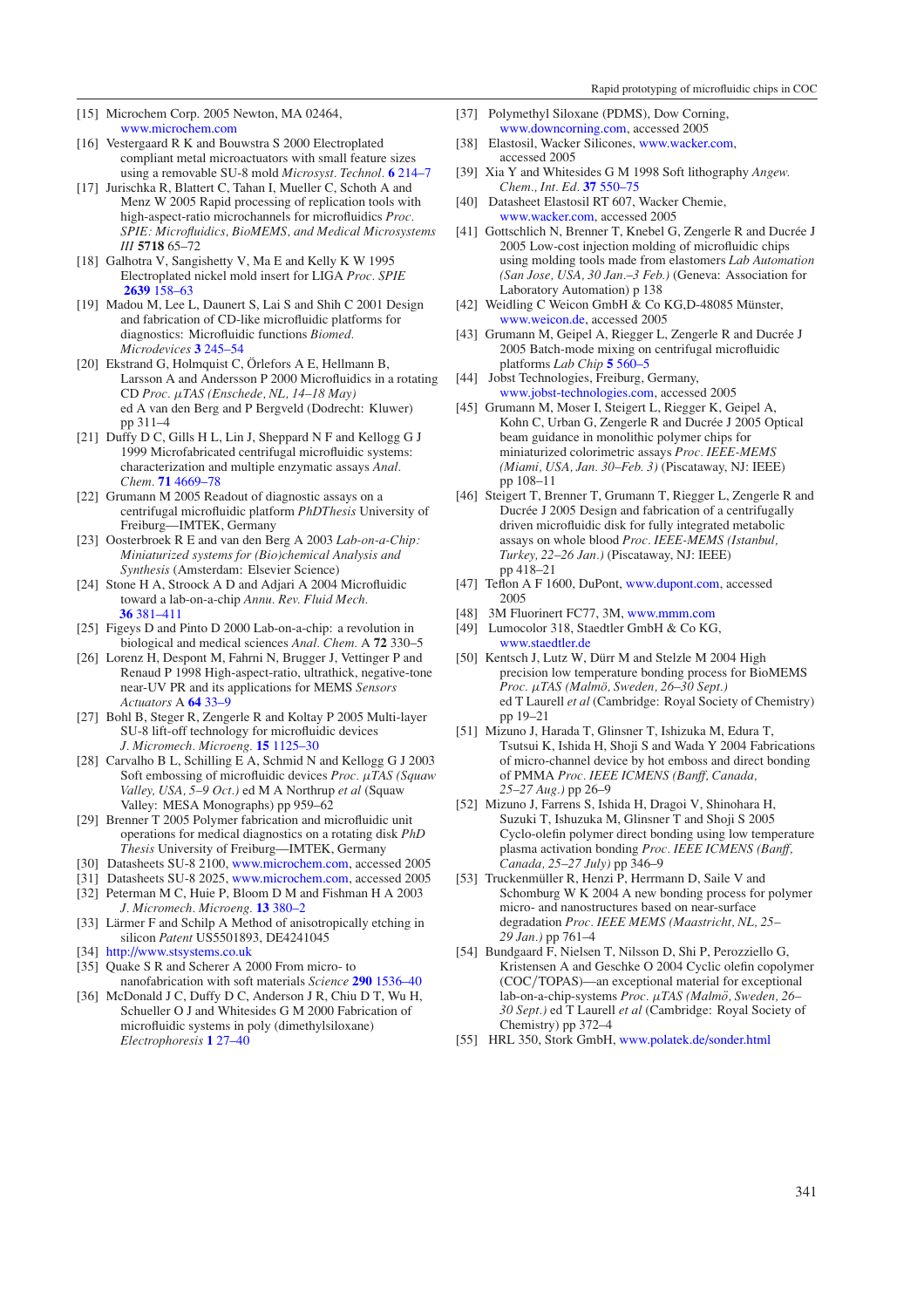[15] Microchem Corp. 2005 Newton, MA 02464, www.microchem.com

[16] Vestergaard R K and Bouwstra S 2000 Electroplated compliant metal microactuators with small feature sizes using a removable SU-8 mold *Microsyst. Technol.* **6** 214–7

[17] Jurischka R, Blattert C, Tahan I, Mueller C, Schoth A and Menz W 2005 Rapid processing of replication tools with high-aspect-ratio microchannels for microfluidics *Proc. SPIE: Microfluidics, BioMEMS, and Medical Microsystems III* **5718** 65–72

[18] Galhotra V, Sangishetty V, Ma E and Kelly K W 1995 Electroplated nickel mold insert for LIGA *Proc. SPIE* **2639** 158–63

[19] Madou M, Lee L, Daunert S, Lai S and Shih C 2001 Design and fabrication of CD-like microfluidic platforms for diagnostics: Microfluidic functions *Biomed. Microdevices* **3** 245–54

[20] Ekstrand G, Holmquist C, Örlefors A E, Hellmann B, Larsson A and Andersson P 2000 Microfluidics in a rotating CD *Proc. µTAS (Enschede, NL, 14–18 May)* ed A van den Berg and P Bergveld (Dodrecht: Kluwer) pp 311–4

[21] Duffy D C, Gills H L, Lin J, Sheppard N F and Kellogg G J 1999 Microfabricated centrifugal microfluidic systems: characterization and multiple enzymatic assays *Anal. Chem.* **71** 4669–78

[22] Grumann M 2005 Readout of diagnostic assays on a centrifugal microfluidic platform *PhDThesis* University of Freiburg—IMTEK, Germany

[23] Oosterbroek R E and van den Berg A 2003 *Lab-on-a-Chip: Miniaturized systems for (Bio)chemical Analysis and Synthesis* (Amsterdam: Elsevier Science)

[24] Stone H A, Stroock A D and Adjari A 2004 Microfluidic toward a lab-on-a-chip *Annu. Rev. Fluid Mech.* **36** 381–411

[25] Figeys D and Pinto D 2000 Lab-on-a-chip: a revolution in biological and medical sciences *Anal. Chem.* A **72** 330–5

[26] Lorenz H, Despont M, Fahrni N, Brugger J, Vettinger P and Renaud P 1998 High-aspect-ratio, ultrathick, negative-tone near-UV PR and its applications for MEMS *Sensors Actuators* A **64** 33–9

[27] Bohl B, Steger R, Zengerle R and Koltay P 2005 Multi-layer SU-8 lift-off technology for microfluidic devices *J. Micromech. Microeng.* **15** 1125–30

[28] Carvalho B L, Schilling E A, Schmid N and Kellogg G J 2003 Soft embossing of microfluidic devices *Proc. µTAS (Squaw Valley, USA, 5–9 Oct.)* ed M A Northrup *et al* (Squaw Valley: MESA Monographs) pp 959–62

[29] Brenner T 2005 Polymer fabrication and microfluidic unit operations for medical diagnostics on a rotating disk *PhD Thesis* University of Freiburg—IMTEK, Germany

[30] Datasheets SU-8 2100, www.microchem.com, accessed 2005

[31] Datasheets SU-8 2025, www.microchem.com, accessed 2005

[32] Peterman M C, Huie P, Bloom D M and Fishman H A 2003 *J. Micromech. Microeng.* **13** 380–2

[33] Lärmer F and Schilp A Method of anisotropically etching in silicon *Patent* US5501893, DE4241045

[34] http://www.stsystems.co.uk

[35] Quake S R and Scherer A 2000 From micro- to nanofabrication with soft materials *Science* **290** 1536–40

[36] McDonald J C, Duffy D C, Anderson J R, Chiu D T, Wu H, Schueller O J and Whitesides G M 2000 Fabrication of microfluidic systems in poly (dimethylsiloxane) *Electrophoresis* **1** 27–40

[37] Polymethyl Siloxane (PDMS), Dow Corning, www.downcorning.com, accessed 2005

[38] Elastosil, Wacker Silicones, www.wacker.com, accessed 2005

[39] Xia Y and Whitesides G M 1998 Soft lithography *Angew. Chem., Int. Ed.* **37** 550–75

[40] Datasheet Elastosil RT 607, Wacker Chemie, www.wacker.com, accessed 2005

[41] Gottschlich N, Brenner T, Knebel G, Zengerle R and Ducrée J 2005 Low-cost injection molding of microfluidic chips using molding tools made from elastomers *Lab Automation (San Jose, USA, 30 Jan.–3 Feb.)* (Geneva: Association for Laboratory Automation) p 138

[42] Weidling C Weicon GmbH & Co KG,D-48085 Münster, www.weicon.de, accessed 2005

[43] Grumann M, Geipel A, Riegger L, Zengerle R and Ducrée J 2005 Batch-mode mixing on centrifugal microfluidic platforms *Lab Chip* **5** 560–5

[44] Jobst Technologies, Freiburg, Germany, www.jobst-technologies.com, accessed 2005

[45] Grumann M, Moser I, Steigert J, Riegger L, Geipel A, Kohn C, Urban G, Zengerle R and Ducrée J 2005 Optical beam guidance in monolithic polymer chips for miniaturized colorimetric assays *Proc. IEEE-MEMS (Miami, USA, Jan. 30–Feb. 3)* (Piscataway, NJ: IEEE) pp 108–11

[46] Steigert T, Brenner T, Grumann M, Riegger L, Zengerle R and Ducrée J 2005 Design and fabrication of a centrifugally driven microfluidic disk for fully integrated metabolic assays on whole blood *Proc. IEEE-MEMS (Istanbul, Turkey, 22–26 Jan.)* (Piscataway, NJ: IEEE) pp 418–21

[47] Teflon A F 1600, DuPont, www.dupont.com, accessed 2005

[48] 3M Fluorinert FC77, 3M, www.mmm.com

[49] Lumocolor 318, Staedtler GmbH & Co KG, www.staedtler.de

[50] Kentsch J, Lutz W, Dürr M and Stelzle M 2004 High precision low temperature bonding process for BioMEMS *Proc. µTAS (Malmö, Sweden, 26–30 Sept.)* ed T Laurell *et al* (Cambridge: Royal Society of Chemistry) pp 19–21

[51] Mizuno J, Harada T, Glinsner T, Ishizuka M, Edura T, Tsutsui K, Ishida H, Shoji S and Wada Y 2004 Fabrications of microchannel device by hot emboss and direct bonding of PMMA *Proc. IEEE ICMENS (Banff, Canada, 25–27 Aug.)* pp 26–9

[52] Mizuno J, Farrens S, Ishida H, Dragoi V, Shinohara H, Suzuki T, Ishuzuka M, Glinsner T and Shoji S 2005 Cyclo-olefin polymer direct bonding using low temperature plasma activation bonding *Proc. IEEE ICMENS (Banff, Canada, 25–27 July)* pp 346–9

[53] Truckenmüller R, Henzi P, Herrmann D, Saile V and Schomburg W K 2004 A new bonding process for polymer micro- and nanostructures based on near-surface degradation *Proc. IEEE MEMS (Maastricht, NL, 25–29 Jan.)* pp 761–4

[54] Bundgaard F, Nielsen T, Nilsson D, Shi P, Perozziello G, Kristensen A and Geschke O 2004 Cyclic olefin copolymer (COC/TOPAS)—an exceptional material for exceptional lab-on-a-chip-systems *Proc. µTAS (Malmö, Sweden, 26–30 Sept.)* ed T Laurell *et al* (Cambridge: Royal Society of Chemistry) pp 372–4

[55] HRL 350, Stork GmbH, www.polatek.de/sonder.html